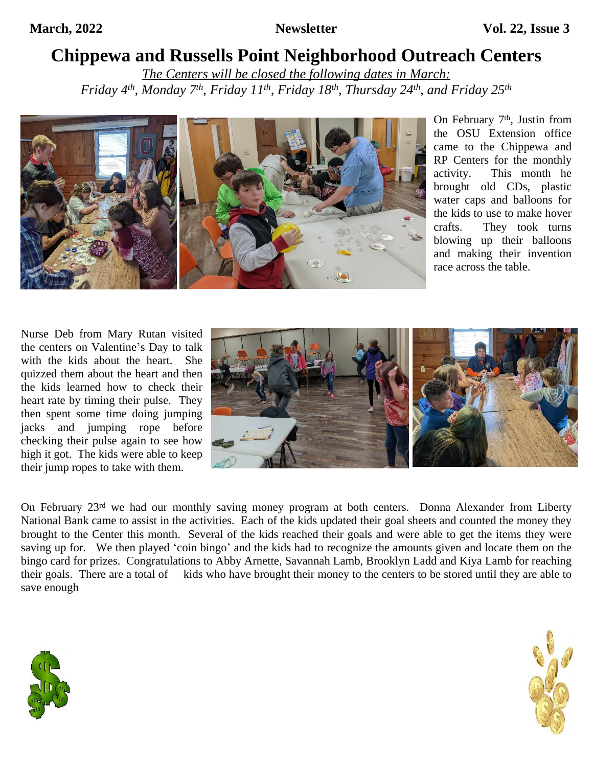**March, 2022** **Newsletter** **Vol. 22, Issue 3**

# Chippewa and Russells Point Neighborhood Outreach Centers

*The Centers will be closed the following dates in March:*
*Friday 4th, Monday 7th, Friday 11th, Friday 18th, Thursday 24th, and Friday 25th*

On February 7th, Justin from the OSU Extension office came to the Chippewa and RP Centers for the monthly activity. This month he brought old CDs, plastic water caps and balloons for the kids to use to make hover crafts. They took turns blowing up their balloons and making their invention race across the table.

Nurse Deb from Mary Rutan visited the centers on Valentine's Day to talk with the kids about the heart. She quizzed them about the heart and then the kids learned how to check their heart rate by timing their pulse. They then spent some time doing jumping jacks and jumping rope before checking their pulse again to see how high it got. The kids were able to keep their jump ropes to take with them.

On February 23rd we had our monthly saving money program at both centers. Donna Alexander from Liberty National Bank came to assist in the activities. Each of the kids updated their goal sheets and counted the money they brought to the Center this month. Several of the kids reached their goals and were able to get the items they were saving up for. We then played 'coin bingo' and the kids had to recognize the amounts given and locate them on the bingo card for prizes. Congratulations to Abby Arnette, Savannah Lamb, Brooklyn Ladd and Kiya Lamb for reaching their goals. There are a total of kids who have brought their money to the centers to be stored until they are able to save enough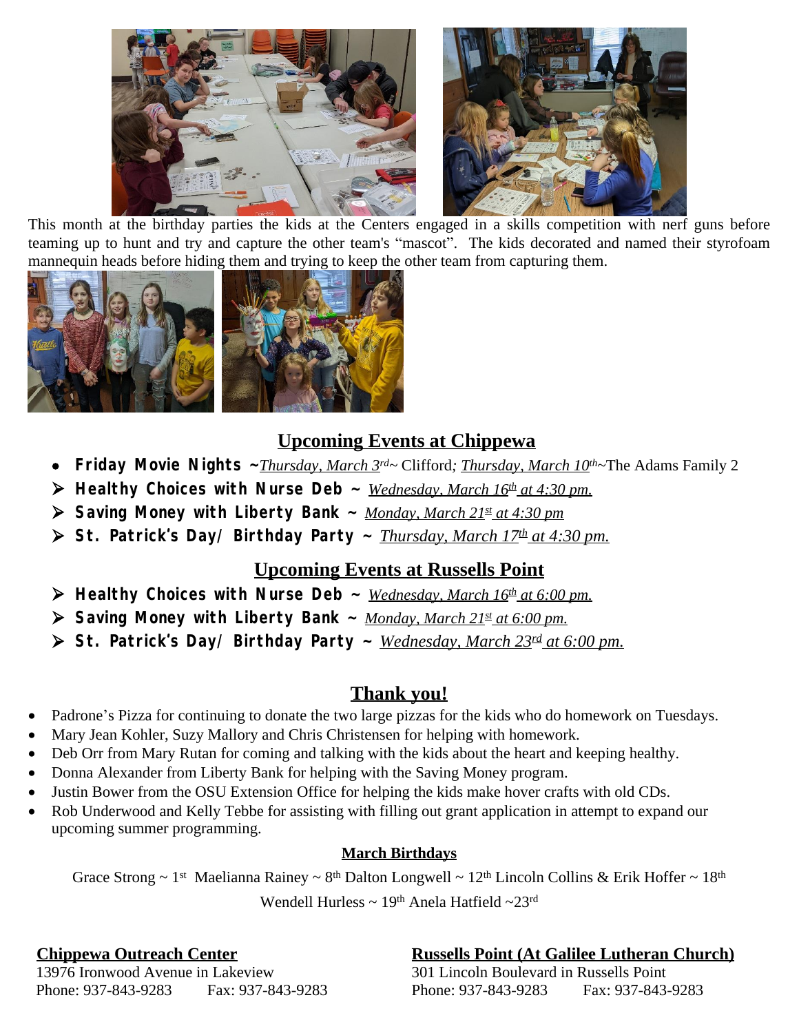This month at the birthday parties the kids at the Centers engaged in a skills competition with nerf guns before teaming up to hunt and try and capture the other team's "mascot". The kids decorated and named their styrofoam mannequin heads before hiding them and trying to keep the other team from capturing them.

## Upcoming Events at Chippewa

- **Friday Movie Nights ~** *Thursday, March 3rd*~ Clifford; *Thursday, March 10th*~The Adams Family 2
- **Healthy Choices with Nurse Deb ~** *Wednesday, March 16th at 4:30 pm.*
- **Saving Money with Liberty Bank ~** *Monday, March 21st at 4:30 pm*
- **St. Patrick's Day/ Birthday Party ~** *Thursday, March 17th at 4:30 pm.*

## Upcoming Events at Russells Point

- **Healthy Choices with Nurse Deb ~** *Wednesday, March 16th at 6:00 pm.*
- **Saving Money with Liberty Bank ~** *Monday, March 21st at 6:00 pm.*
- **St. Patrick's Day/ Birthday Party ~** *Wednesday, March 23rd at 6:00 pm.*

## Thank you!

- Padrone's Pizza for continuing to donate the two large pizzas for the kids who do homework on Tuesdays.
- Mary Jean Kohler, Suzy Mallory and Chris Christensen for helping with homework.
- Deb Orr from Mary Rutan for coming and talking with the kids about the heart and keeping healthy.
- Donna Alexander from Liberty Bank for helping with the Saving Money program.
- Justin Bower from the OSU Extension Office for helping the kids make hover crafts with old CDs.
- Rob Underwood and Kelly Tebbe for assisting with filling out grant application in attempt to expand our upcoming summer programming.

**March Birthdays**

Grace Strong ~ 1st Maelianna Rainey ~ 8th Dalton Longwell ~ 12th Lincoln Collins & Erik Hoffer ~ 18th

Wendell Hurless ~ 19th Anela Hatfield ~23rd

**Chippewa Outreach Center**
13976 Ironwood Avenue in Lakeview
Phone: 937-843-9283 Fax: 937-843-9283

**Russells Point (At Galilee Lutheran Church)**
301 Lincoln Boulevard in Russells Point
Phone: 937-843-9283 Fax: 937-843-9283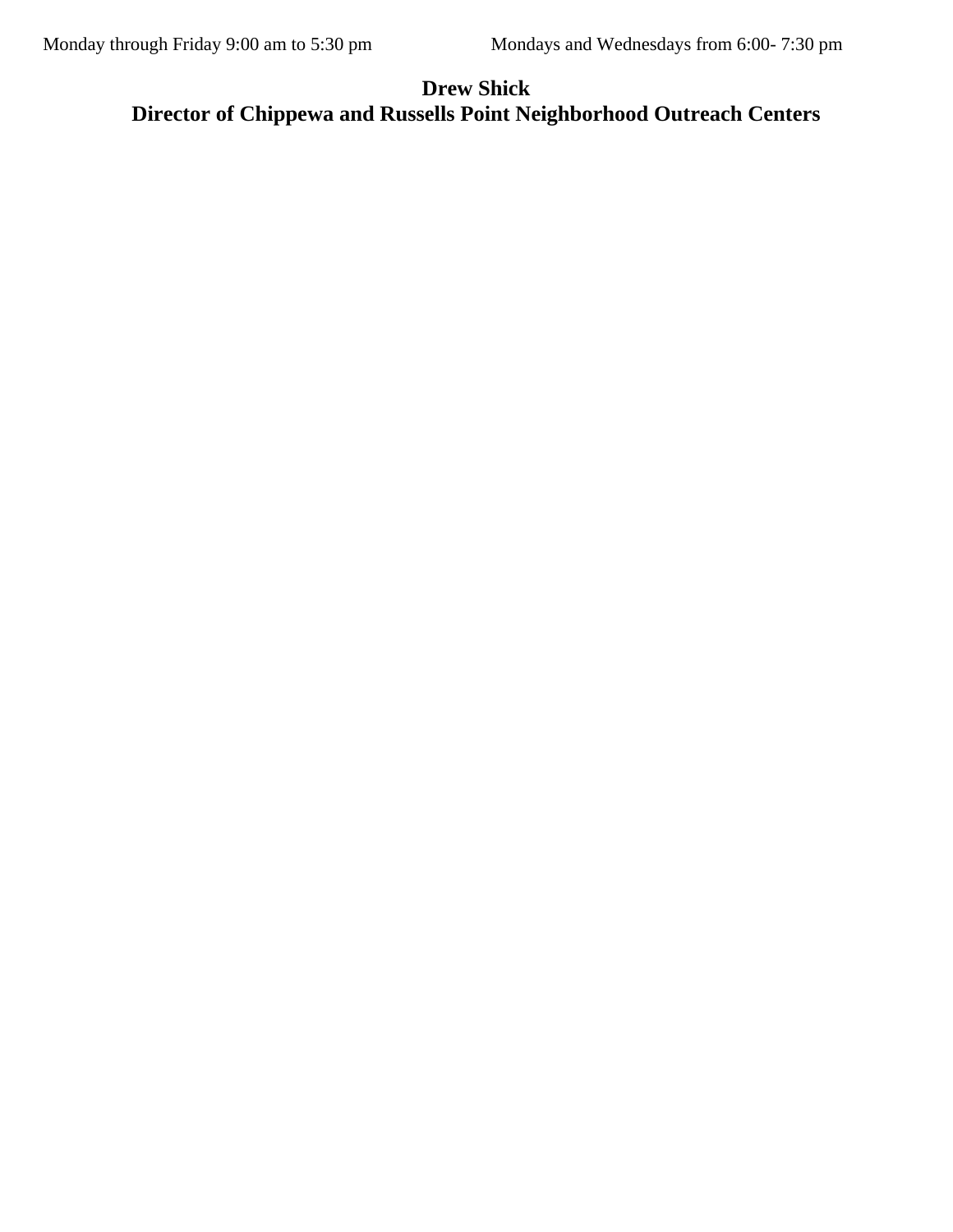Monday through Friday 9:00 am to 5:30 pm

Mondays and Wednesdays from 6:00- 7:30 pm

**Drew Shick**
**Director of Chippewa and Russells Point Neighborhood Outreach Centers**